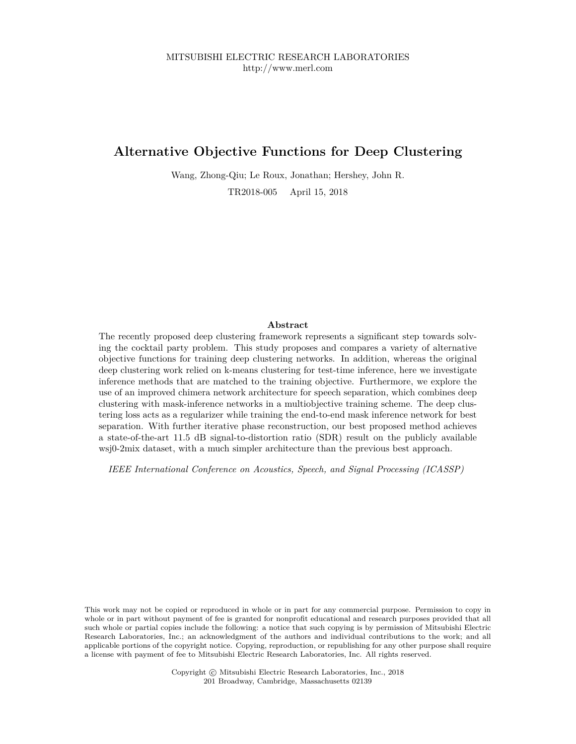MITSUBISHI ELECTRIC RESEARCH LABORATORIES
http://www.merl.com

# Alternative Objective Functions for Deep Clustering

Wang, Zhong-Qiu; Le Roux, Jonathan; Hershey, John R.

TR2018-005 April 15, 2018

## Abstract

The recently proposed deep clustering framework represents a significant step towards solving the cocktail party problem. This study proposes and compares a variety of alternative objective functions for training deep clustering networks. In addition, whereas the original deep clustering work relied on k-means clustering for test-time inference, here we investigate inference methods that are matched to the training objective. Furthermore, we explore the use of an improved chimera network architecture for speech separation, which combines deep clustering with mask-inference networks in a multiobjective training scheme. The deep clustering loss acts as a regularizer while training the end-to-end mask inference network for best separation. With further iterative phase reconstruction, our best proposed method achieves a state-of-the-art 11.5 dB signal-to-distortion ratio (SDR) result on the publicly available wsj0-2mix dataset, with a much simpler architecture than the previous best approach.

*IEEE International Conference on Acoustics, Speech, and Signal Processing (ICASSP)*

This work may not be copied or reproduced in whole or in part for any commercial purpose. Permission to copy in whole or in part without payment of fee is granted for nonprofit educational and research purposes provided that all such whole or partial copies include the following: a notice that such copying is by permission of Mitsubishi Electric Research Laboratories, Inc.; an acknowledgment of the authors and individual contributions to the work; and all applicable portions of the copyright notice. Copying, reproduction, or republishing for any other purpose shall require a license with payment of fee to Mitsubishi Electric Research Laboratories, Inc. All rights reserved.

Copyright © Mitsubishi Electric Research Laboratories, Inc., 2018
201 Broadway, Cambridge, Massachusetts 02139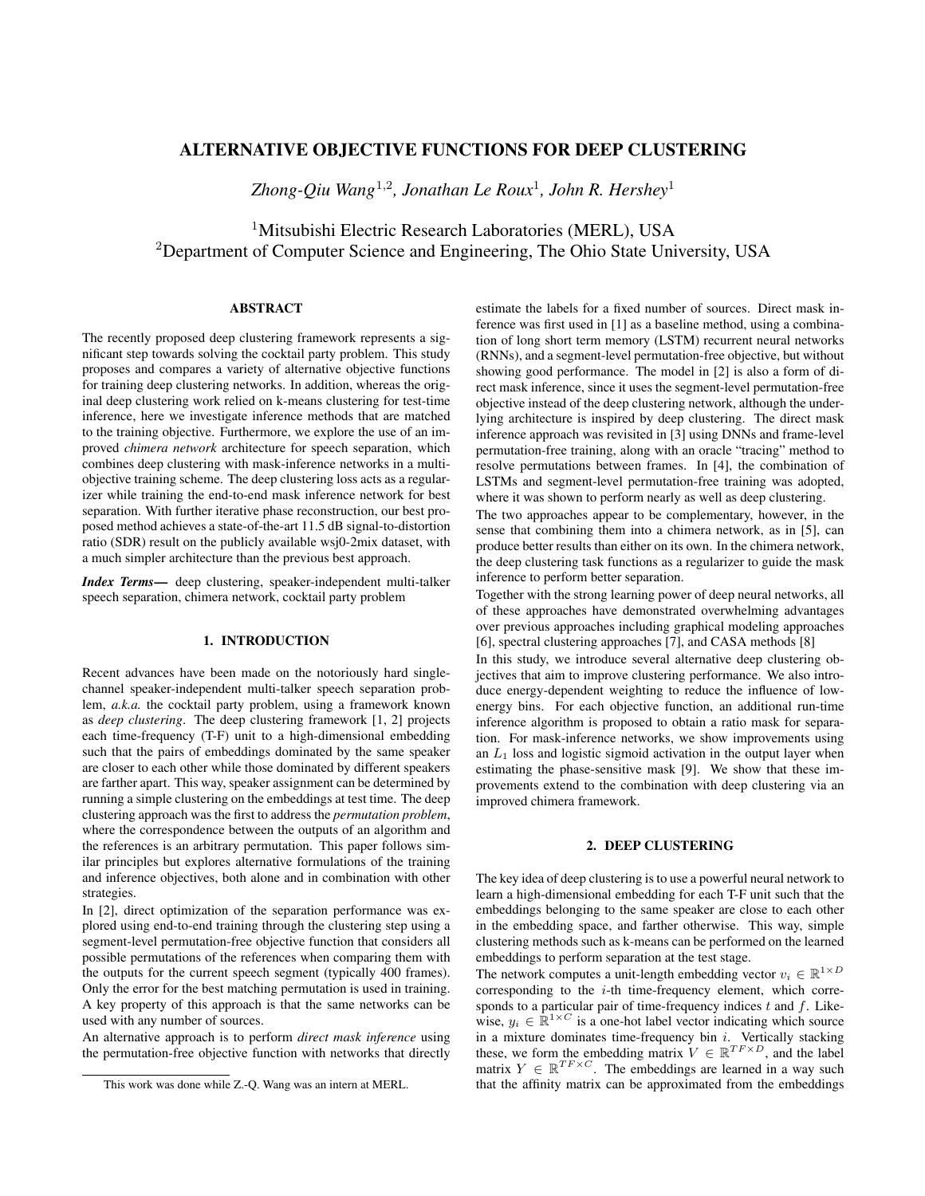# ALTERNATIVE OBJECTIVE FUNCTIONS FOR DEEP CLUSTERING

*Zhong-Qiu Wang*[1,2]*, Jonathan Le Roux*[1]*, John R. Hershey*[1]

[1]Mitsubishi Electric Research Laboratories (MERL), USA
[2]Department of Computer Science and Engineering, The Ohio State University, USA

## ABSTRACT

The recently proposed deep clustering framework represents a significant step towards solving the cocktail party problem. This study proposes and compares a variety of alternative objective functions for training deep clustering networks. In addition, whereas the original deep clustering work relied on k-means clustering for test-time inference, here we investigate inference methods that are matched to the training objective. Furthermore, we explore the use of an improved *chimera network* architecture for speech separation, which combines deep clustering with mask-inference networks in a multi-objective training scheme. The deep clustering loss acts as a regularizer while training the end-to-end mask inference network for best separation. With further iterative phase reconstruction, our best proposed method achieves a state-of-the-art 11.5 dB signal-to-distortion ratio (SDR) result on the publicly available wsj0-2mix dataset, with a much simpler architecture than the previous best approach.

***Index Terms*—** deep clustering, speaker-independent multi-talker speech separation, chimera network, cocktail party problem

## 1. INTRODUCTION

Recent advances have been made on the notoriously hard single-channel speaker-independent multi-talker speech separation problem, *a.k.a.* the cocktail party problem, using a framework known as *deep clustering*. The deep clustering framework [1, 2] projects each time-frequency (T-F) unit to a high-dimensional embedding such that the pairs of embeddings dominated by the same speaker are closer to each other while those dominated by different speakers are farther apart. This way, speaker assignment can be determined by running a simple clustering on the embeddings at test time. The deep clustering approach was the first to address the *permutation problem*, where the correspondence between the outputs of an algorithm and the references is an arbitrary permutation. This paper follows similar principles but explores alternative formulations of the training and inference objectives, both alone and in combination with other strategies.

In [2], direct optimization of the separation performance was explored using end-to-end training through the clustering step using a segment-level permutation-free objective function that considers all possible permutations of the references when comparing them with the outputs for the current speech segment (typically 400 frames). Only the error for the best matching permutation is used in training. A key property of this approach is that the same networks can be used with any number of sources.

An alternative approach is to perform *direct mask inference* using the permutation-free objective function with networks that directly estimate the labels for a fixed number of sources. Direct mask inference was first used in [1] as a baseline method, using a combination of long short term memory (LSTM) recurrent neural networks (RNNs), and a segment-level permutation-free objective, but without showing good performance. The model in [2] is also a form of direct mask inference, since it uses the segment-level permutation-free objective instead of the deep clustering network, although the underlying architecture is inspired by deep clustering. The direct mask inference approach was revisited in [3] using DNNs and frame-level permutation-free training, along with an oracle "tracing" method to resolve permutations between frames. In [4], the combination of LSTMs and segment-level permutation-free training was adopted, where it was shown to perform nearly as well as deep clustering.

The two approaches appear to be complementary, however, in the sense that combining them into a chimera network, as in [5], can produce better results than either on its own. In the chimera network, the deep clustering task functions as a regularizer to guide the mask inference to perform better separation.

Together with the strong learning power of deep neural networks, all of these approaches have demonstrated overwhelming advantages over previous approaches including graphical modeling approaches [6], spectral clustering approaches [7], and CASA methods [8]

In this study, we introduce several alternative deep clustering objectives that aim to improve clustering performance. We also introduce energy-dependent weighting to reduce the influence of low-energy bins. For each objective function, an additional run-time inference algorithm is proposed to obtain a ratio mask for separation. For mask-inference networks, we show improvements using an $L_1$ loss and logistic sigmoid activation in the output layer when estimating the phase-sensitive mask [9]. We show that these improvements extend to the combination with deep clustering via an improved chimera framework.

## 2. DEEP CLUSTERING

The key idea of deep clustering is to use a powerful neural network to learn a high-dimensional embedding for each T-F unit such that the embeddings belonging to the same speaker are close to each other in the embedding space, and farther otherwise. This way, simple clustering methods such as k-means can be performed on the learned embeddings to perform separation at the test stage.

The network computes a unit-length embedding vector $v_i \in \mathbb{R}^{1\times D}$ corresponding to the $i$-th time-frequency element, which corresponds to a particular pair of time-frequency indices $t$ and $f$. Likewise, $y_i \in \mathbb{R}^{1\times C}$ is a one-hot label vector indicating which source in a mixture dominates time-frequency bin $i$. Vertically stacking these, we form the embedding matrix $V \in \mathbb{R}^{TF\times D}$, and the label matrix $Y \in \mathbb{R}^{TF\times C}$. The embeddings are learned in a way such that the affinity matrix can be approximated from the embeddings

This work was done while Z.-Q. Wang was an intern at MERL.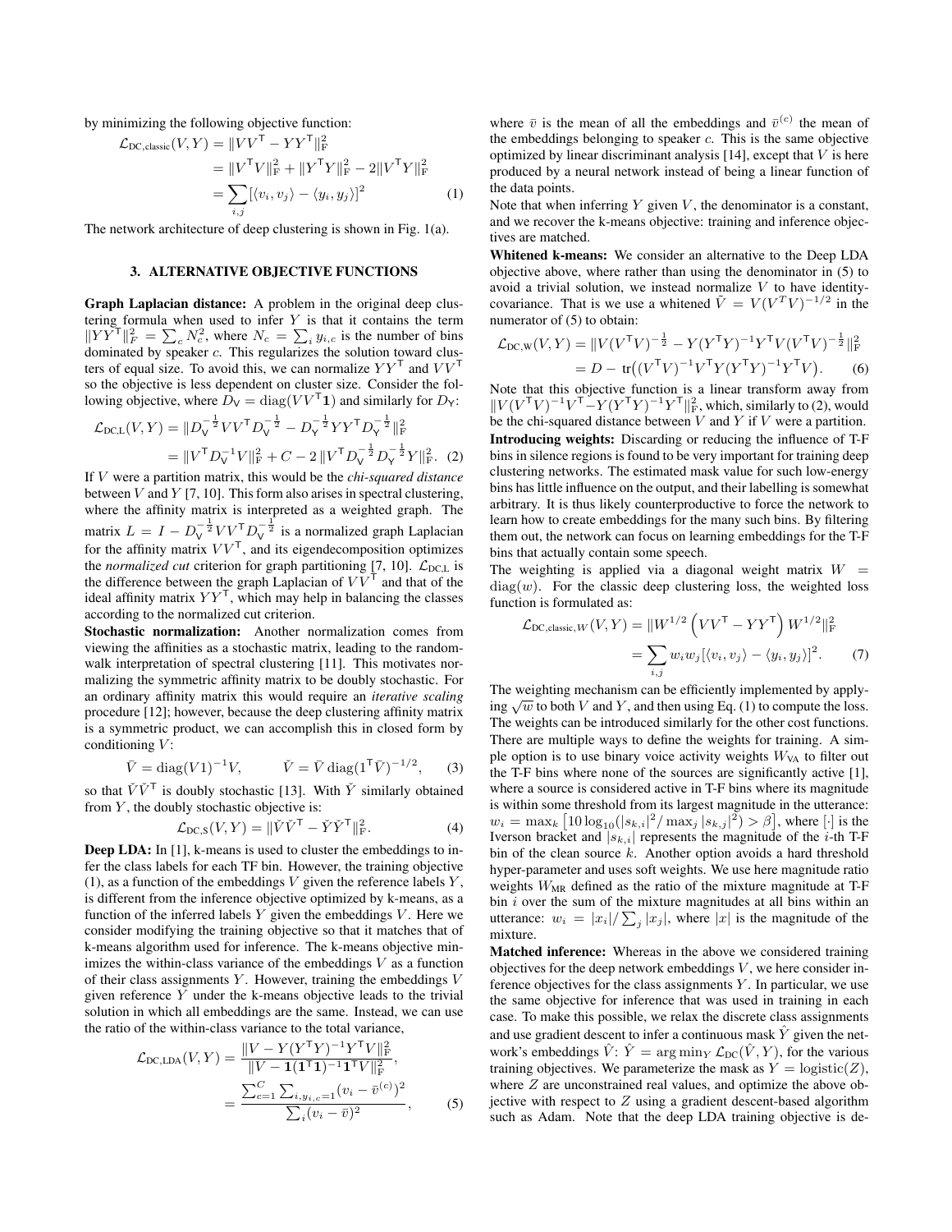by minimizing the following objective function:

$$
\begin{aligned}
\mathcal{L}_{\text{DC,classic}}(V,Y) &= \|VV^{\mathsf{T}} - YY^{\mathsf{T}}\|_{\text{F}}^2 \\
&= \|V^{\mathsf{T}}V\|_{\text{F}}^2 + \|Y^{\mathsf{T}}Y\|_{\text{F}}^2 - 2\|V^{\mathsf{T}}Y\|_{\text{F}}^2 \\
&= \sum_{i,j} [\langle v_i, v_j \rangle - \langle y_i, y_j \rangle]^2 \qquad (1)
\end{aligned}
$$

The network architecture of deep clustering is shown in Fig. 1(a).

## 3. ALTERNATIVE OBJECTIVE FUNCTIONS

**Graph Laplacian distance:** A problem in the original deep clustering formula when used to infer $Y$ is that it contains the term $\|YY^{\mathsf{T}}\|_F^2 = \sum_c N_c^2$, where $N_c = \sum_i y_{i,c}$ is the number of bins dominated by speaker $c$. This regularizes the solution toward clusters of equal size. To avoid this, we can normalize $YY^{\mathsf{T}}$ and $VV^{\mathsf{T}}$ so the objective is less dependent on cluster size. Consider the following objective, where $D_{\mathsf{V}} = \text{diag}(VV^{\mathsf{T}}\mathbf{1})$ and similarly for $D_{\mathsf{Y}}$:

$$
\begin{aligned}
\mathcal{L}_{\text{DC,L}}(V,Y) &= \|D_{\mathsf{V}}^{-\frac{1}{2}} VV^{\mathsf{T}} D_{\mathsf{V}}^{-\frac{1}{2}} - D_{\mathsf{Y}}^{-\frac{1}{2}} YY^{\mathsf{T}} D_{\mathsf{Y}}^{-\frac{1}{2}}\|_{\text{F}}^2 \\
&= \|V^{\mathsf{T}} D_{\mathsf{V}}^{-1} V\|_{\text{F}}^2 + C - 2\,\|V^{\mathsf{T}} D_{\mathsf{V}}^{-\frac{1}{2}} D_{\mathsf{Y}}^{-\frac{1}{2}} Y\|_{\text{F}}^2. \quad (2)
\end{aligned}
$$

If $V$ were a partition matrix, this would be the *chi-squared distance* between $V$ and $Y$ [7, 10]. This form also arises in spectral clustering, where the affinity matrix is interpreted as a weighted graph. The matrix $L = I - D_{\mathsf{V}}^{-\frac{1}{2}} VV^{\mathsf{T}} D_{\mathsf{V}}^{-\frac{1}{2}}$ is a normalized graph Laplacian for the affinity matrix $VV^{\mathsf{T}}$, and its eigendecomposition optimizes the *normalized cut* criterion for graph partitioning [7, 10]. $\mathcal{L}_{\text{DC,L}}$ is the difference between the graph Laplacian of $VV^{\mathsf{T}}$ and that of the ideal affinity matrix $YY^{\mathsf{T}}$, which may help in balancing the classes according to the normalized cut criterion.

**Stochastic normalization:** Another normalization comes from viewing the affinities as a stochastic matrix, leading to the random-walk interpretation of spectral clustering [11]. This motivates normalizing the symmetric affinity matrix to be doubly stochastic. For an ordinary affinity matrix this would require an *iterative scaling* procedure [12]; however, because the deep clustering affinity matrix is a symmetric product, we can accomplish this in closed form by conditioning $V$:

$$
\bar{V} = \text{diag}(V1)^{-1}V, \qquad \tilde{V} = \bar{V}\,\text{diag}(1^{\mathsf{T}}\bar{V})^{-1/2}, \qquad (3)
$$

so that $\tilde{V}\tilde{V}^{\mathsf{T}}$ is doubly stochastic [13]. With $\tilde{Y}$ similarly obtained from $Y$, the doubly stochastic objective is:

$$
\mathcal{L}_{\text{DC,S}}(V,Y) = \|\tilde{V}\tilde{V}^{\mathsf{T}} - \tilde{Y}\tilde{Y}^{\mathsf{T}}\|_{\text{F}}^2. \qquad (4)
$$

**Deep LDA:** In [1], k-means is used to cluster the embeddings to infer the class labels for each TF bin. However, the training objective (1), as a function of the embeddings $V$ given the reference labels $Y$, is different from the inference objective optimized by k-means, as a function of the inferred labels $Y$ given the embeddings $V$. Here we consider modifying the training objective so that it matches that of k-means algorithm used for inference. The k-means objective minimizes the within-class variance of the embeddings $V$ as a function of their class assignments $Y$. However, training the embeddings $V$ given reference $Y$ under the k-means objective leads to the trivial solution in which all embeddings are the same. Instead, we can use the ratio of the within-class variance to the total variance,

$$
\begin{aligned}
\mathcal{L}_{\text{DC,LDA}}(V,Y) &= \frac{\|V - Y(Y^{\mathsf{T}}Y)^{-1}Y^{\mathsf{T}}V\|_{\text{F}}^2}{\|V - \mathbf{1}(\mathbf{1}^{\mathsf{T}}\mathbf{1})^{-1}\mathbf{1}^{\mathsf{T}}V\|_{\text{F}}^2}, \\
&= \frac{\sum_{c=1}^{C}\sum_{i,y_{i,c}=1}(v_i - \bar{v}^{(c)})^2}{\sum_i (v_i - \bar{v})^2}, \qquad (5)
\end{aligned}
$$

where $\bar{v}$ is the mean of all the embeddings and $\bar{v}^{(c)}$ the mean of the embeddings belonging to speaker $c$. This is the same objective optimized by linear discriminant analysis [14], except that $V$ is here produced by a neural network instead of being a linear function of the data points.

Note that when inferring $Y$ given $V$, the denominator is a constant, and we recover the k-means objective: training and inference objectives are matched.

**Whitened k-means:** We consider an alternative to the Deep LDA objective above, where rather than using the denominator in (5) to avoid a trivial solution, we instead normalize $V$ to have identity-covariance. That is we use a whitened $\tilde{V} = V(V^TV)^{-1/2}$ in the numerator of (5) to obtain:

$$
\begin{aligned}
\mathcal{L}_{\text{DC,W}}(V,Y) &= \|V(V^{\mathsf{T}}V)^{-\frac{1}{2}} - Y(Y^{\mathsf{T}}Y)^{-1}Y^{\mathsf{T}}V(V^{\mathsf{T}}V)^{-\frac{1}{2}}\|_{\text{F}}^2 \\
&= D - \text{tr}\big((V^{\mathsf{T}}V)^{-1}V^{\mathsf{T}}Y(Y^{\mathsf{T}}Y)^{-1}Y^{\mathsf{T}}V\big). \qquad (6)
\end{aligned}
$$

Note that this objective function is a linear transform away from $\|V(V^{\mathsf{T}}V)^{-1}V^{\mathsf{T}} - Y(Y^{\mathsf{T}}Y)^{-1}Y^{\mathsf{T}}\|_{\text{F}}^2$, which, similarly to (2), would be the chi-squared distance between $V$ and $Y$ if $V$ were a partition.

**Introducing weights:** Discarding or reducing the influence of T-F bins in silence regions is found to be very important for training deep clustering networks. The estimated mask value for such low-energy bins has little influence on the output, and their labelling is somewhat arbitrary. It is thus likely counterproductive to force the network to learn how to create embeddings for the many such bins. By filtering them out, the network can focus on learning embeddings for the T-F bins that actually contain some speech.

The weighting is applied via a diagonal weight matrix $W = \text{diag}(w)$. For the classic deep clustering loss, the weighted loss function is formulated as:

$$
\begin{aligned}
\mathcal{L}_{\text{DC,classic},W}(V,Y) &= \|W^{1/2}\left(VV^{\mathsf{T}} - YY^{\mathsf{T}}\right)W^{1/2}\|_{\text{F}}^2 \\
&= \sum_{i,j} w_i w_j [\langle v_i, v_j \rangle - \langle y_i, y_j \rangle]^2. \qquad (7)
\end{aligned}
$$

The weighting mechanism can be efficiently implemented by applying $\sqrt{w}$ to both $V$ and $Y$, and then using Eq. (1) to compute the loss. The weights can be introduced similarly for the other cost functions.

There are multiple ways to define the weights for training. A simple option is to use binary voice activity weights $W_{\text{VA}}$ to filter out the T-F bins where none of the sources are significantly active [1], where a source is considered active in T-F bins where its magnitude is within some threshold from its largest magnitude in the utterance: $w_i = \max_k \left[10\log_{10}(|s_{k,i}|^2/\max_j |s_{k,j}|^2) > \beta\right]$, where $[\cdot]$ is the Iverson bracket and $|s_{k,i}|$ represents the magnitude of the $i$-th T-F bin of the clean source $k$. Another option avoids a hard threshold hyper-parameter and uses soft weights. We use here magnitude ratio weights $W_{\text{MR}}$ defined as the ratio of the mixture magnitude at T-F bin $i$ over the sum of the mixture magnitudes at all bins within an utterance: $w_i = |x_i|/\sum_j |x_j|$, where $|x|$ is the magnitude of the mixture.

**Matched inference:** Whereas in the above we considered training objectives for the deep network embeddings $V$, we here consider inference objectives for the class assignments $Y$. In particular, we use the same objective for inference that was used in training in each case. To make this possible, we relax the discrete class assignments and use gradient descent to infer a continuous mask $\hat{Y}$ given the network's embeddings $\hat{V}$: $\hat{Y} = \arg\min_Y \mathcal{L}_{\text{DC}}(\hat{V}, Y)$, for the various training objectives. We parameterize the mask as $Y = \text{logistic}(Z)$, where $Z$ are unconstrained real values, and optimize the above objective with respect to $Z$ using a gradient descent-based algorithm such as Adam. Note that the deep LDA training objective is de-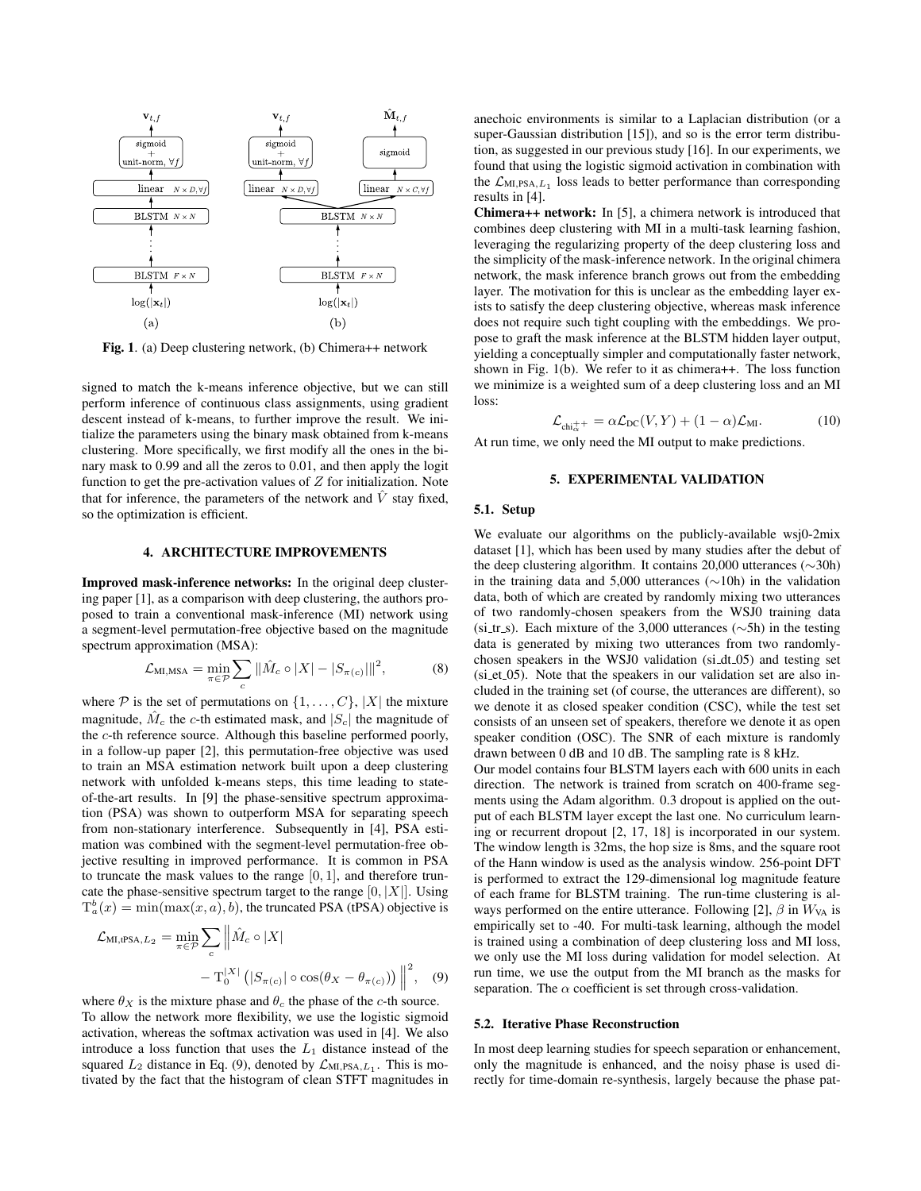Fig. 1. (a) Deep clustering network, (b) Chimera++ network

signed to match the k-means inference objective, but we can still perform inference of continuous class assignments, using gradient descent instead of k-means, to further improve the result. We initialize the parameters using the binary mask obtained from k-means clustering. More specifically, we first modify all the ones in the binary mask to 0.99 and all the zeros to 0.01, and then apply the logit function to get the pre-activation values of $Z$ for initialization. Note that for inference, the parameters of the network and $\hat{V}$ stay fixed, so the optimization is efficient.

## 4. ARCHITECTURE IMPROVEMENTS

**Improved mask-inference networks:** In the original deep clustering paper [1], as a comparison with deep clustering, the authors proposed to train a conventional mask-inference (MI) network using a segment-level permutation-free objective based on the magnitude spectrum approximation (MSA):

$$\mathcal{L}_{\mathrm{MI,MSA}} = \min_{\pi \in \mathcal{P}} \sum_c \|\hat{M}_c \circ |X| - |S_{\pi(c)}|\|^2, \quad (8)$$

where $\mathcal{P}$ is the set of permutations on $\{1, \ldots, C\}$, $|X|$ the mixture magnitude, $\hat{M}_c$ the $c$-th estimated mask, and $|S_c|$ the magnitude of the $c$-th reference source. Although this baseline performed poorly, in a follow-up paper [2], this permutation-free objective was used to train an MSA estimation network built upon a deep clustering network with unfolded k-means steps, this time leading to state-of-the-art results. In [9] the phase-sensitive spectrum approximation (PSA) was shown to outperform MSA for separating speech from non-stationary interference. Subsequently in [4], PSA estimation was combined with the segment-level permutation-free objective resulting in improved performance. It is common in PSA to truncate the mask values to the range $[0, 1]$, and therefore truncate the phase-sensitive spectrum target to the range $[0, |X|]$. Using $\mathrm{T}_a^b(x) = \min(\max(x, a), b)$, the truncated PSA (tPSA) objective is

$$\mathcal{L}_{\mathrm{MI,tPSA},L_2} = \min_{\pi \in \mathcal{P}} \sum_c \Big\| \hat{M}_c \circ |X| - \mathrm{T}_0^{|X|}\big(|S_{\pi(c)}| \circ \cos(\theta_X - \theta_{\pi(c)})\big) \Big\|^2, \quad (9)$$

where $\theta_X$ is the mixture phase and $\theta_c$ the phase of the $c$-th source. To allow the network more flexibility, we use the logistic sigmoid activation, whereas the softmax activation was used in [4]. We also introduce a loss function that uses the $L_1$ distance instead of the squared $L_2$ distance in Eq. (9), denoted by $\mathcal{L}_{\mathrm{MI,PSA},L_1}$. This is motivated by the fact that the histogram of clean STFT magnitudes in anechoic environments is similar to a Laplacian distribution (or a super-Gaussian distribution [15]), and so is the error term distribution, as suggested in our previous study [16]. In our experiments, we found that using the logistic sigmoid activation in combination with the $\mathcal{L}_{\mathrm{MI,PSA},L_1}$ loss leads to better performance than corresponding results in [4].

**Chimera++ network:** In [5], a chimera network is introduced that combines deep clustering with MI in a multi-task learning fashion, leveraging the regularizing property of the deep clustering loss and the simplicity of the mask-inference network. In the original chimera network, the mask inference branch grows out from the embedding layer. The motivation for this is unclear as the embedding layer exists to satisfy the deep clustering objective, whereas mask inference does not require such tight coupling with the embeddings. We propose to graft the mask inference at the BLSTM hidden layer output, yielding a conceptually simpler and computationally faster network, shown in Fig. 1(b). We refer to it as chimera++. The loss function we minimize is a weighted sum of a deep clustering loss and an MI loss:

$$\mathcal{L}_{\mathrm{chi}_\alpha^{++}} = \alpha \mathcal{L}_{\mathrm{DC}}(V, Y) + (1 - \alpha)\mathcal{L}_{\mathrm{MI}}. \quad (10)$$

At run time, we only need the MI output to make predictions.

## 5. EXPERIMENTAL VALIDATION

### 5.1. Setup

We evaluate our algorithms on the publicly-available wsj0-2mix dataset [1], which has been used by many studies after the debut of the deep clustering algorithm. It contains 20,000 utterances (∼30h) in the training data and 5,000 utterances (∼10h) in the validation data, both of which are created by randomly mixing two utterances of two randomly-chosen speakers from the WSJ0 training data (si_tr_s). Each mixture of the 3,000 utterances (∼5h) in the testing data is generated by mixing two utterances from two randomly-chosen speakers in the WSJ0 validation (si_dt_05) and testing set (si_et_05). Note that the speakers in our validation set are also included in the training set (of course, the utterances are different), so we denote it as closed speaker condition (CSC), while the test set consists of an unseen set of speakers, therefore we denote it as open speaker condition (OSC). The SNR of each mixture is randomly drawn between 0 dB and 10 dB. The sampling rate is 8 kHz.

Our model contains four BLSTM layers each with 600 units in each direction. The network is trained from scratch on 400-frame segments using the Adam algorithm. 0.3 dropout is applied on the output of each BLSTM layer except the last one. No curriculum learning or recurrent dropout [2, 17, 18] is incorporated in our system. The window length is 32ms, the hop size is 8ms, and the square root of the Hann window is used as the analysis window. 256-point DFT is performed to extract the 129-dimensional log magnitude feature of each frame for BLSTM training. The run-time clustering is always performed on the entire utterance. Following [2], $\beta$ in $W_{\mathrm{VA}}$ is empirically set to -40. For multi-task learning, although the model is trained using a combination of deep clustering loss and MI loss, we only use the MI loss during validation for model selection. At run time, we use the output from the MI branch as the masks for separation. The $\alpha$ coefficient is set through cross-validation.

### 5.2. Iterative Phase Reconstruction

In most deep learning studies for speech separation or enhancement, only the magnitude is enhanced, and the noisy phase is used directly for time-domain re-synthesis, largely because the phase pat-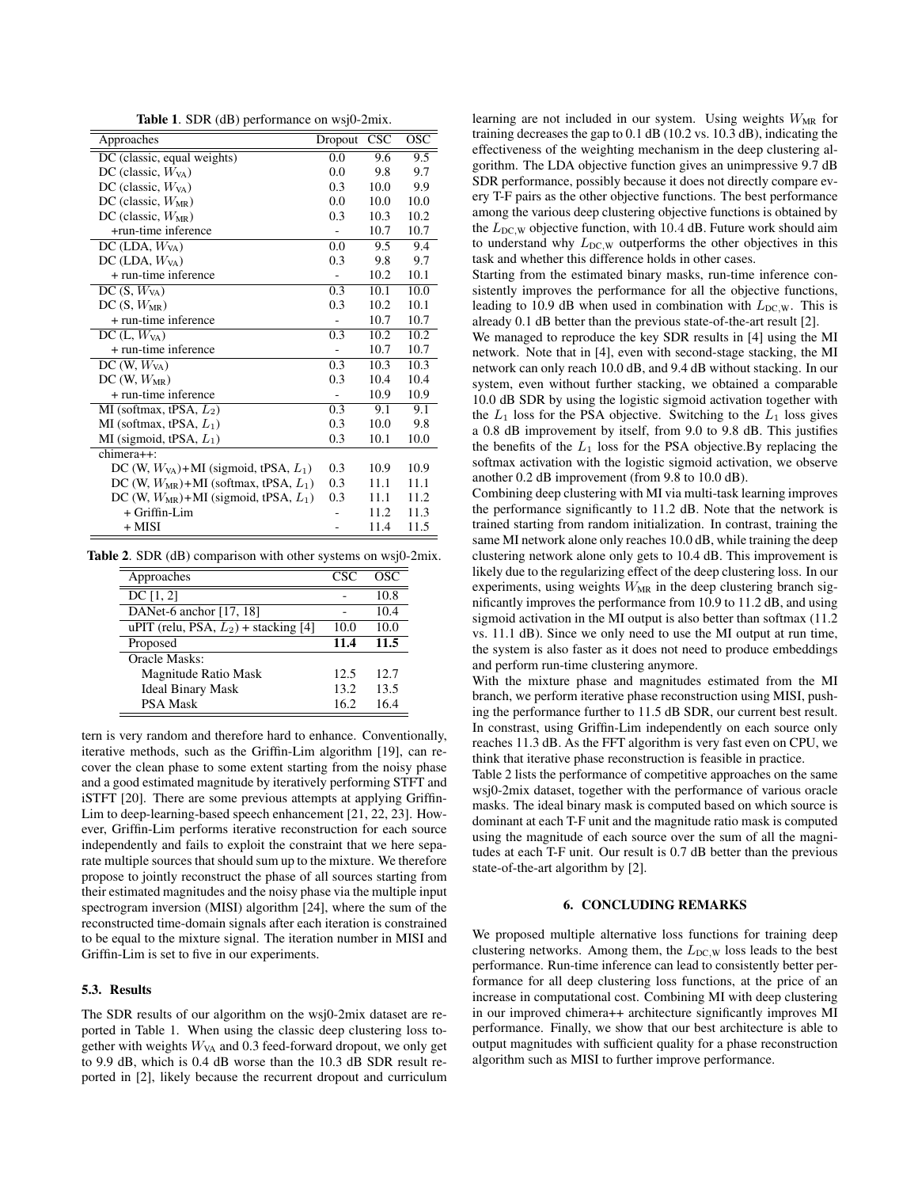**Table 1**. SDR (dB) performance on wsj0-2mix.

| Approaches | Dropout | CSC | OSC |
|---|---|---|---|
| DC (classic, equal weights) | 0.0 | 9.6 | 9.5 |
| DC (classic, $W_{\text{VA}}$) | 0.0 | 9.8 | 9.7 |
| DC (classic, $W_{\text{VA}}$) | 0.3 | 10.0 | 9.9 |
| DC (classic, $W_{\text{MR}}$) | 0.0 | 10.0 | 10.0 |
| DC (classic, $W_{\text{MR}}$) | 0.3 | 10.3 | 10.2 |
| +run-time inference | - | 10.7 | 10.7 |
| DC (LDA, $W_{\text{VA}}$) | 0.0 | 9.5 | 9.4 |
| DC (LDA, $W_{\text{VA}}$) | 0.3 | 9.8 | 9.7 |
| + run-time inference | - | 10.2 | 10.1 |
| DC (S, $W_{\text{VA}}$) | 0.3 | 10.1 | 10.0 |
| DC (S, $W_{\text{MR}}$) | 0.3 | 10.2 | 10.1 |
| + run-time inference | - | 10.7 | 10.7 |
| DC (L, $W_{\text{VA}}$) | 0.3 | 10.2 | 10.2 |
| + run-time inference | - | 10.7 | 10.7 |
| DC (W, $W_{\text{VA}}$) | 0.3 | 10.3 | 10.3 |
| DC (W, $W_{\text{MR}}$) | 0.3 | 10.4 | 10.4 |
| + run-time inference | - | 10.9 | 10.9 |
| MI (softmax, tPSA, $L_2$) | 0.3 | 9.1 | 9.1 |
| MI (softmax, tPSA, $L_1$) | 0.3 | 10.0 | 9.8 |
| MI (sigmoid, tPSA, $L_1$) | 0.3 | 10.1 | 10.0 |
| chimera++: | | | |
| DC (W, $W_{\text{VA}}$)+MI (sigmoid, tPSA, $L_1$) | 0.3 | 10.9 | 10.9 |
| DC (W, $W_{\text{MR}}$)+MI (softmax, tPSA, $L_1$) | 0.3 | 11.1 | 11.1 |
| DC (W, $W_{\text{MR}}$)+MI (sigmoid, tPSA, $L_1$) | 0.3 | 11.1 | 11.2 |
| + Griffin-Lim | - | 11.2 | 11.3 |
| + MISI | - | 11.4 | 11.5 |

**Table 2**. SDR (dB) comparison with other systems on wsj0-2mix.

| Approaches | CSC | OSC |
|---|---|---|
| DC [1, 2] | - | 10.8 |
| DANet-6 anchor [17, 18] | - | 10.4 |
| uPIT (relu, PSA, $L_2$) + stacking [4] | 10.0 | 10.0 |
| Proposed | **11.4** | **11.5** |
| Oracle Masks: | | |
| Magnitude Ratio Mask | 12.5 | 12.7 |
| Ideal Binary Mask | 13.2 | 13.5 |
| PSA Mask | 16.2 | 16.4 |

tern is very random and therefore hard to enhance. Conventionally, iterative methods, such as the Griffin-Lim algorithm [19], can recover the clean phase to some extent starting from the noisy phase and a good estimated magnitude by iteratively performing STFT and iSTFT [20]. There are some previous attempts at applying Griffin-Lim to deep-learning-based speech enhancement [21, 22, 23]. However, Griffin-Lim performs iterative reconstruction for each source independently and fails to exploit the constraint that we here separate multiple sources that should sum up to the mixture. We therefore propose to jointly reconstruct the phase of all sources starting from their estimated magnitudes and the noisy phase via the multiple input spectrogram inversion (MISI) algorithm [24], where the sum of the reconstructed time-domain signals after each iteration is constrained to be equal to the mixture signal. The iteration number in MISI and Griffin-Lim is set to five in our experiments.

### 5.3. Results

The SDR results of our algorithm on the wsj0-2mix dataset are reported in Table 1. When using the classic deep clustering loss together with weights $W_{\text{VA}}$ and 0.3 feed-forward dropout, we only get to 9.9 dB, which is 0.4 dB worse than the 10.3 dB SDR result reported in [2], likely because the recurrent dropout and curriculum learning are not included in our system. Using weights $W_{\text{MR}}$ for training decreases the gap to 0.1 dB (10.2 vs. 10.3 dB), indicating the effectiveness of the weighting mechanism in the deep clustering algorithm. The LDA objective function gives an unimpressive 9.7 dB SDR performance, possibly because it does not directly compare every T-F pairs as the other objective functions. The best performance among the various deep clustering objective functions is obtained by the $L_{\text{DC,W}}$ objective function, with 10.4 dB. Future work should aim to understand why $L_{\text{DC,W}}$ outperforms the other objectives in this task and whether this difference holds in other cases.

Starting from the estimated binary masks, run-time inference consistently improves the performance for all the objective functions, leading to 10.9 dB when used in combination with $L_{\text{DC,W}}$. This is already 0.1 dB better than the previous state-of-the-art result [2].

We managed to reproduce the key SDR results in [4] using the MI network. Note that in [4], even with second-stage stacking, the MI network can only reach 10.0 dB, and 9.4 dB without stacking. In our system, even without further stacking, we obtained a comparable 10.0 dB SDR by using the logistic sigmoid activation together with the $L_1$ loss for the PSA objective. Switching to the $L_1$ loss gives a 0.8 dB improvement by itself, from 9.0 to 9.8 dB. This justifies the benefits of the $L_1$ loss for the PSA objective.By replacing the softmax activation with the logistic sigmoid activation, we observe another 0.2 dB improvement (from 9.8 to 10.0 dB).

Combining deep clustering with MI via multi-task learning improves the performance significantly to 11.2 dB. Note that the network is trained starting from random initialization. In contrast, training the same MI network alone only reaches 10.0 dB, while training the deep clustering network alone only gets to 10.4 dB. This improvement is likely due to the regularizing effect of the deep clustering loss. In our experiments, using weights $W_{\text{MR}}$ in the deep clustering branch significantly improves the performance from 10.9 to 11.2 dB, and using sigmoid activation in the MI output is also better than softmax (11.2 vs. 11.1 dB). Since we only need to use the MI output at run time, the system is also faster as it does not need to produce embeddings and perform run-time clustering anymore.

With the mixture phase and magnitudes estimated from the MI branch, we perform iterative phase reconstruction using MISI, pushing the performance further to 11.5 dB SDR, our current best result. In constrast, using Griffin-Lim independently on each source only reaches 11.3 dB. As the FFT algorithm is very fast even on CPU, we think that iterative phase reconstruction is feasible in practice.

Table 2 lists the performance of competitive approaches on the same wsj0-2mix dataset, together with the performance of various oracle masks. The ideal binary mask is computed based on which source is dominant at each T-F unit and the magnitude ratio mask is computed using the magnitude of each source over the sum of all the magnitudes at each T-F unit. Our result is 0.7 dB better than the previous state-of-the-art algorithm by [2].

## 6. CONCLUDING REMARKS

We proposed multiple alternative loss functions for training deep clustering networks. Among them, the $L_{\text{DC,W}}$ loss leads to the best performance. Run-time inference can lead to consistently better performance for all deep clustering loss functions, at the price of an increase in computational cost. Combining MI with deep clustering in our improved chimera++ architecture significantly improves MI performance. Finally, we show that our best architecture is able to output magnitudes with sufficient quality for a phase reconstruction algorithm such as MISI to further improve performance.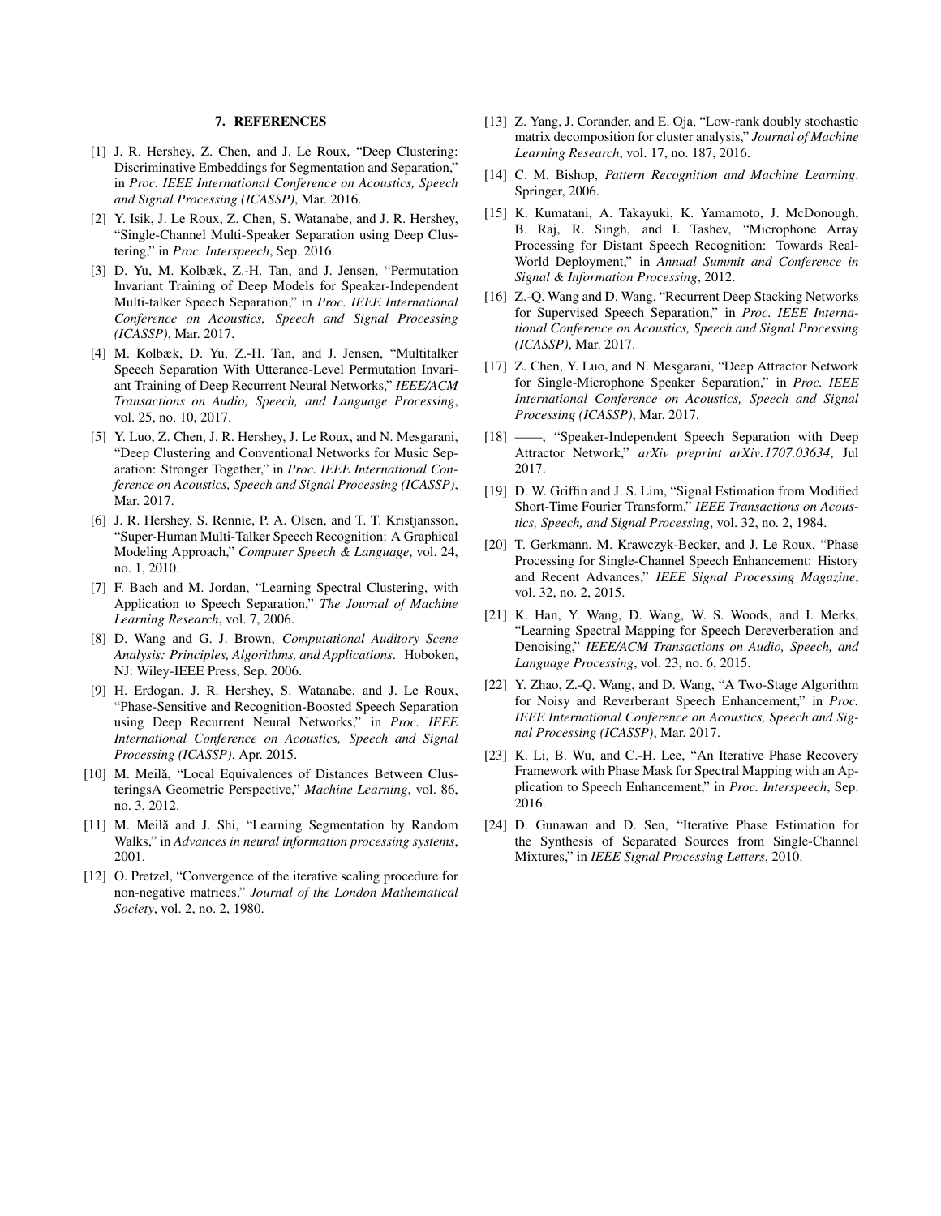## 7. REFERENCES

[1] J. R. Hershey, Z. Chen, and J. Le Roux, "Deep Clustering: Discriminative Embeddings for Segmentation and Separation," in *Proc. IEEE International Conference on Acoustics, Speech and Signal Processing (ICASSP)*, Mar. 2016.

[2] Y. Isik, J. Le Roux, Z. Chen, S. Watanabe, and J. R. Hershey, "Single-Channel Multi-Speaker Separation using Deep Clustering," in *Proc. Interspeech*, Sep. 2016.

[3] D. Yu, M. Kolbæk, Z.-H. Tan, and J. Jensen, "Permutation Invariant Training of Deep Models for Speaker-Independent Multi-talker Speech Separation," in *Proc. IEEE International Conference on Acoustics, Speech and Signal Processing (ICASSP)*, Mar. 2017.

[4] M. Kolbæk, D. Yu, Z.-H. Tan, and J. Jensen, "Multitalker Speech Separation With Utterance-Level Permutation Invariant Training of Deep Recurrent Neural Networks," *IEEE/ACM Transactions on Audio, Speech, and Language Processing*, vol. 25, no. 10, 2017.

[5] Y. Luo, Z. Chen, J. R. Hershey, J. Le Roux, and N. Mesgarani, "Deep Clustering and Conventional Networks for Music Separation: Stronger Together," in *Proc. IEEE International Conference on Acoustics, Speech and Signal Processing (ICASSP)*, Mar. 2017.

[6] J. R. Hershey, S. Rennie, P. A. Olsen, and T. T. Kristjansson, "Super-Human Multi-Talker Speech Recognition: A Graphical Modeling Approach," *Computer Speech & Language*, vol. 24, no. 1, 2010.

[7] F. Bach and M. Jordan, "Learning Spectral Clustering, with Application to Speech Separation," *The Journal of Machine Learning Research*, vol. 7, 2006.

[8] D. Wang and G. J. Brown, *Computational Auditory Scene Analysis: Principles, Algorithms, and Applications*. Hoboken, NJ: Wiley-IEEE Press, Sep. 2006.

[9] H. Erdogan, J. R. Hershey, S. Watanabe, and J. Le Roux, "Phase-Sensitive and Recognition-Boosted Speech Separation using Deep Recurrent Neural Networks," in *Proc. IEEE International Conference on Acoustics, Speech and Signal Processing (ICASSP)*, Apr. 2015.

[10] M. Meilă, "Local Equivalences of Distances Between ClusteringsA Geometric Perspective," *Machine Learning*, vol. 86, no. 3, 2012.

[11] M. Meilă and J. Shi, "Learning Segmentation by Random Walks," in *Advances in neural information processing systems*, 2001.

[12] O. Pretzel, "Convergence of the iterative scaling procedure for non-negative matrices," *Journal of the London Mathematical Society*, vol. 2, no. 2, 1980.

[13] Z. Yang, J. Corander, and E. Oja, "Low-rank doubly stochastic matrix decomposition for cluster analysis," *Journal of Machine Learning Research*, vol. 17, no. 187, 2016.

[14] C. M. Bishop, *Pattern Recognition and Machine Learning*. Springer, 2006.

[15] K. Kumatani, A. Takayuki, K. Yamamoto, J. McDonough, B. Raj, R. Singh, and I. Tashev, "Microphone Array Processing for Distant Speech Recognition: Towards Real-World Deployment," in *Annual Summit and Conference in Signal & Information Processing*, 2012.

[16] Z.-Q. Wang and D. Wang, "Recurrent Deep Stacking Networks for Supervised Speech Separation," in *Proc. IEEE International Conference on Acoustics, Speech and Signal Processing (ICASSP)*, Mar. 2017.

[17] Z. Chen, Y. Luo, and N. Mesgarani, "Deep Attractor Network for Single-Microphone Speaker Separation," in *Proc. IEEE International Conference on Acoustics, Speech and Signal Processing (ICASSP)*, Mar. 2017.

[18] ——, "Speaker-Independent Speech Separation with Deep Attractor Network," *arXiv preprint arXiv:1707.03634*, Jul 2017.

[19] D. W. Griffin and J. S. Lim, "Signal Estimation from Modified Short-Time Fourier Transform," *IEEE Transactions on Acoustics, Speech, and Signal Processing*, vol. 32, no. 2, 1984.

[20] T. Gerkmann, M. Krawczyk-Becker, and J. Le Roux, "Phase Processing for Single-Channel Speech Enhancement: History and Recent Advances," *IEEE Signal Processing Magazine*, vol. 32, no. 2, 2015.

[21] K. Han, Y. Wang, D. Wang, W. S. Woods, and I. Merks, "Learning Spectral Mapping for Speech Dereverberation and Denoising," *IEEE/ACM Transactions on Audio, Speech, and Language Processing*, vol. 23, no. 6, 2015.

[22] Y. Zhao, Z.-Q. Wang, and D. Wang, "A Two-Stage Algorithm for Noisy and Reverberant Speech Enhancement," in *Proc. IEEE International Conference on Acoustics, Speech and Signal Processing (ICASSP)*, Mar. 2017.

[23] K. Li, B. Wu, and C.-H. Lee, "An Iterative Phase Recovery Framework with Phase Mask for Spectral Mapping with an Application to Speech Enhancement," in *Proc. Interspeech*, Sep. 2016.

[24] D. Gunawan and D. Sen, "Iterative Phase Estimation for the Synthesis of Separated Sources from Single-Channel Mixtures," in *IEEE Signal Processing Letters*, 2010.